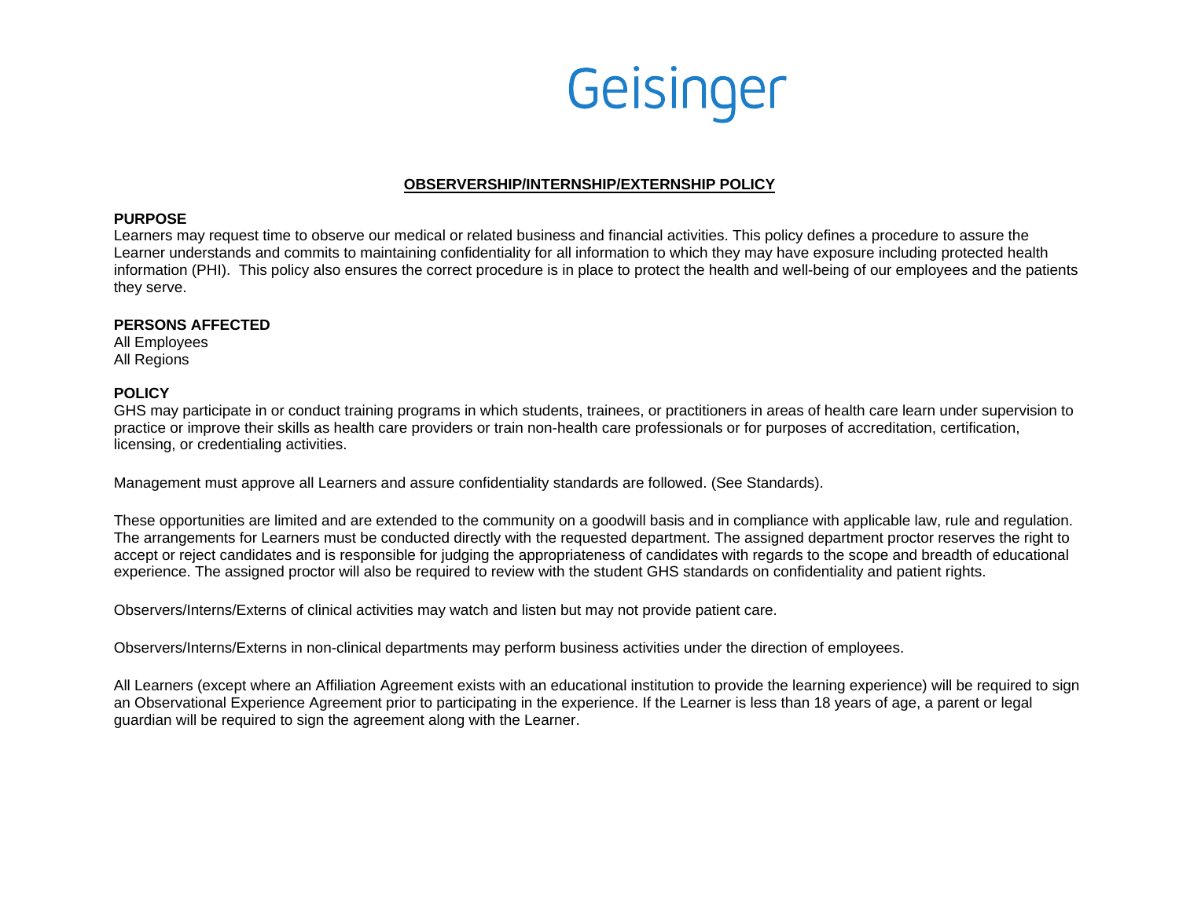Geisinger

# OBSERVERSHIP/INTERNSHIP/EXTERNSHIP POLICY

## PURPOSE

Learners may request time to observe our medical or related business and financial activities. This policy defines a procedure to assure the Learner understands and commits to maintaining confidentiality for all information to which they may have exposure including protected health information (PHI). This policy also ensures the correct procedure is in place to protect the health and well-being of our employees and the patients they serve.

## PERSONS AFFECTED

All Employees
All Regions

## POLICY

GHS may participate in or conduct training programs in which students, trainees, or practitioners in areas of health care learn under supervision to practice or improve their skills as health care providers or train non-health care professionals or for purposes of accreditation, certification, licensing, or credentialing activities.

Management must approve all Learners and assure confidentiality standards are followed. (See Standards).

These opportunities are limited and are extended to the community on a goodwill basis and in compliance with applicable law, rule and regulation. The arrangements for Learners must be conducted directly with the requested department. The assigned department proctor reserves the right to accept or reject candidates and is responsible for judging the appropriateness of candidates with regards to the scope and breadth of educational experience. The assigned proctor will also be required to review with the student GHS standards on confidentiality and patient rights.

Observers/Interns/Externs of clinical activities may watch and listen but may not provide patient care.

Observers/Interns/Externs in non-clinical departments may perform business activities under the direction of employees.

All Learners (except where an Affiliation Agreement exists with an educational institution to provide the learning experience) will be required to sign an Observational Experience Agreement prior to participating in the experience. If the Learner is less than 18 years of age, a parent or legal guardian will be required to sign the agreement along with the Learner.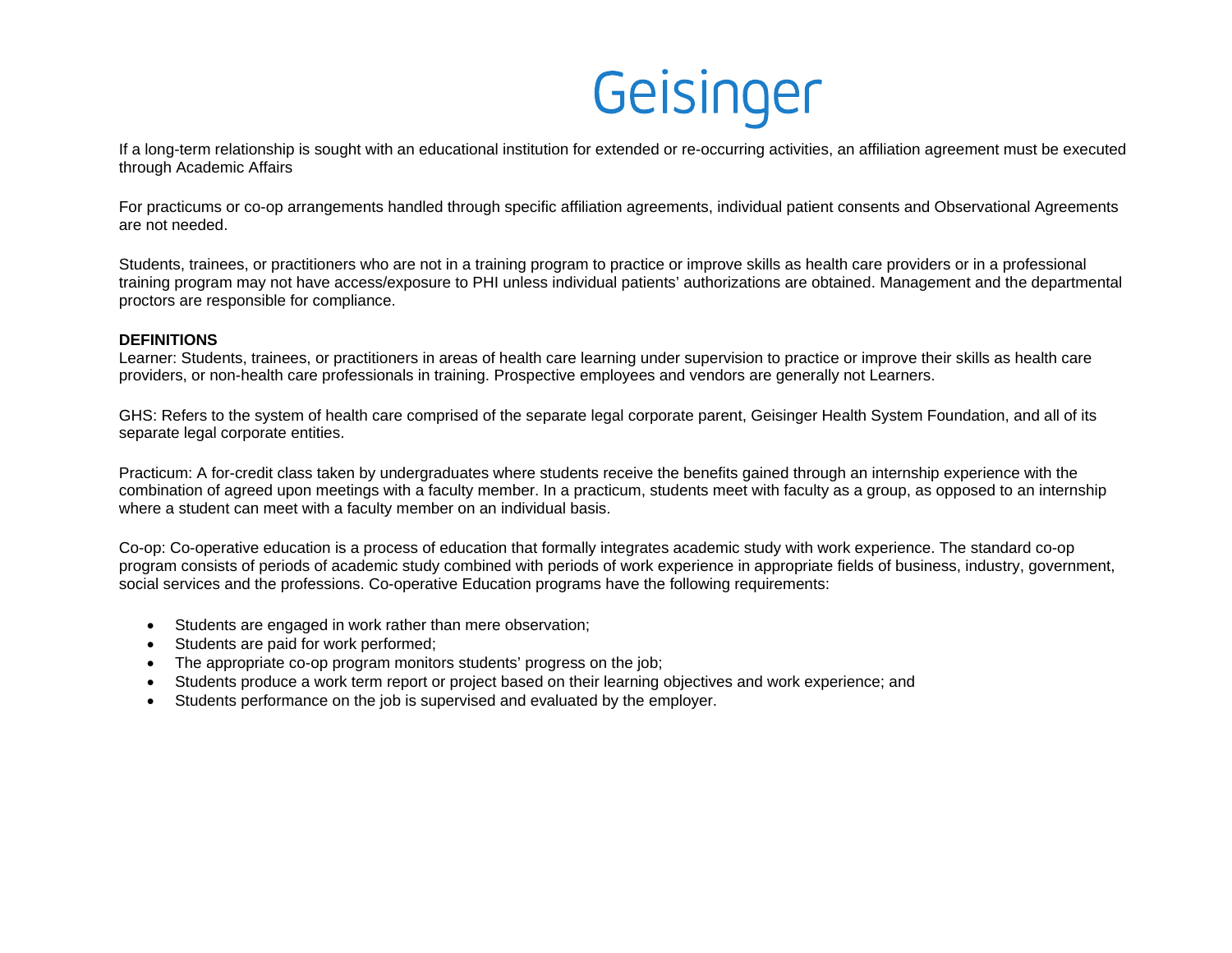If a long-term relationship is sought with an educational institution for extended or re-occurring activities, an affiliation agreement must be executed through Academic Affairs

For practicums or co-op arrangements handled through specific affiliation agreements, individual patient consents and Observational Agreements are not needed.

Students, trainees, or practitioners who are not in a training program to practice or improve skills as health care providers or in a professional training program may not have access/exposure to PHI unless individual patients' authorizations are obtained. Management and the departmental proctors are responsible for compliance.

**DEFINITIONS**

Learner: Students, trainees, or practitioners in areas of health care learning under supervision to practice or improve their skills as health care providers, or non-health care professionals in training. Prospective employees and vendors are generally not Learners.

GHS: Refers to the system of health care comprised of the separate legal corporate parent, Geisinger Health System Foundation, and all of its separate legal corporate entities.

Practicum: A for-credit class taken by undergraduates where students receive the benefits gained through an internship experience with the combination of agreed upon meetings with a faculty member. In a practicum, students meet with faculty as a group, as opposed to an internship where a student can meet with a faculty member on an individual basis.

Co-op: Co-operative education is a process of education that formally integrates academic study with work experience. The standard co-op program consists of periods of academic study combined with periods of work experience in appropriate fields of business, industry, government, social services and the professions. Co-operative Education programs have the following requirements:

- Students are engaged in work rather than mere observation;
- Students are paid for work performed;
- The appropriate co-op program monitors students' progress on the job;
- Students produce a work term report or project based on their learning objectives and work experience; and
- Students performance on the job is supervised and evaluated by the employer.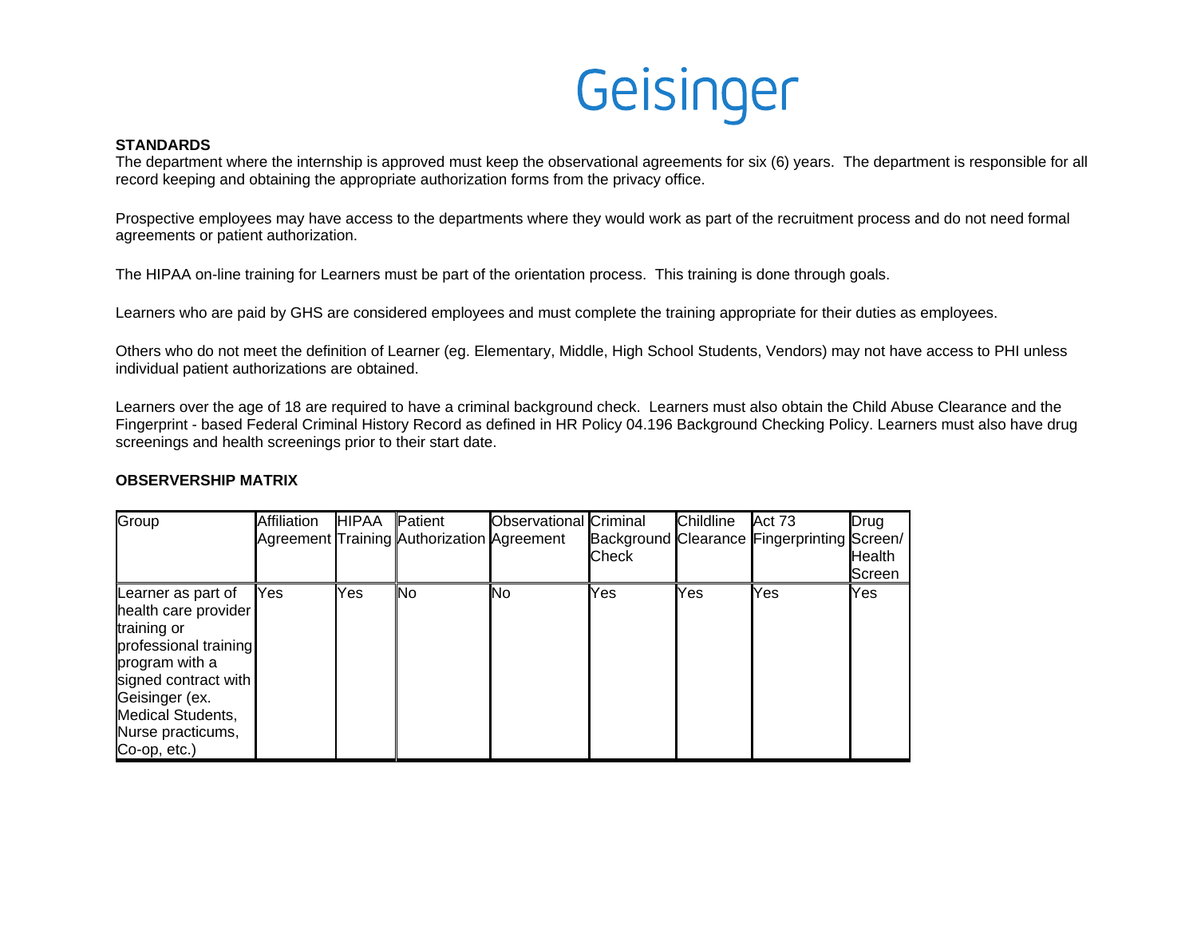Geisinger

**STANDARDS**

The department where the internship is approved must keep the observational agreements for six (6) years. The department is responsible for all record keeping and obtaining the appropriate authorization forms from the privacy office.

Prospective employees may have access to the departments where they would work as part of the recruitment process and do not need formal agreements or patient authorization.

The HIPAA on-line training for Learners must be part of the orientation process. This training is done through goals.

Learners who are paid by GHS are considered employees and must complete the training appropriate for their duties as employees.

Others who do not meet the definition of Learner (eg. Elementary, Middle, High School Students, Vendors) may not have access to PHI unless individual patient authorizations are obtained.

Learners over the age of 18 are required to have a criminal background check. Learners must also obtain the Child Abuse Clearance and the Fingerprint - based Federal Criminal History Record as defined in HR Policy 04.196 Background Checking Policy. Learners must also have drug screenings and health screenings prior to their start date.

**OBSERVERSHIP MATRIX**

| Group | Affiliation Agreement | HIPAA Training | Patient Authorization | Observational Agreement | Criminal Background Check | Childline Clearance | Act 73 Fingerprinting | Drug Screen/ Health Screen |
|---|---|---|---|---|---|---|---|---|
| Learner as part of health care provider training or professional training program with a signed contract with Geisinger (ex. Medical Students, Nurse practicums, Co-op, etc.) | Yes | Yes | No | No | Yes | Yes | Yes | Yes |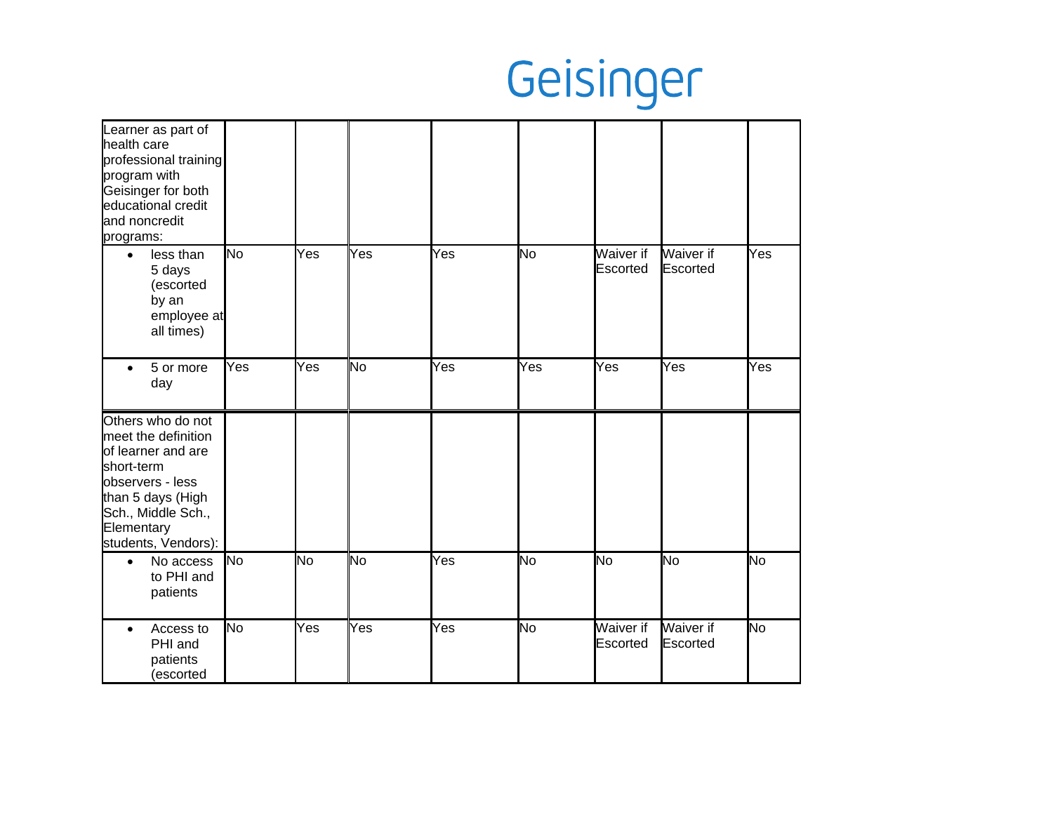| | | | | | | | | |
|---|---|---|---|---|---|---|---|---|
| Learner as part of health care professional training program with Geisinger for both educational credit and noncredit programs: | | | | | | | | |
| • less than 5 days (escorted by an employee at all times) | No | Yes | Yes | Yes | No | Waiver if Escorted | Waiver if Escorted | Yes |
| • 5 or more day | Yes | Yes | No | Yes | Yes | Yes | Yes | Yes |
| Others who do not meet the definition of learner and are short-term observers - less than 5 days (High Sch., Middle Sch., Elementary students, Vendors): | | | | | | | | |
| • No access to PHI and patients | No | No | No | Yes | No | No | No | No |
| • Access to PHI and patients (escorted | No | Yes | Yes | Yes | No | Waiver if Escorted | Waiver if Escorted | No |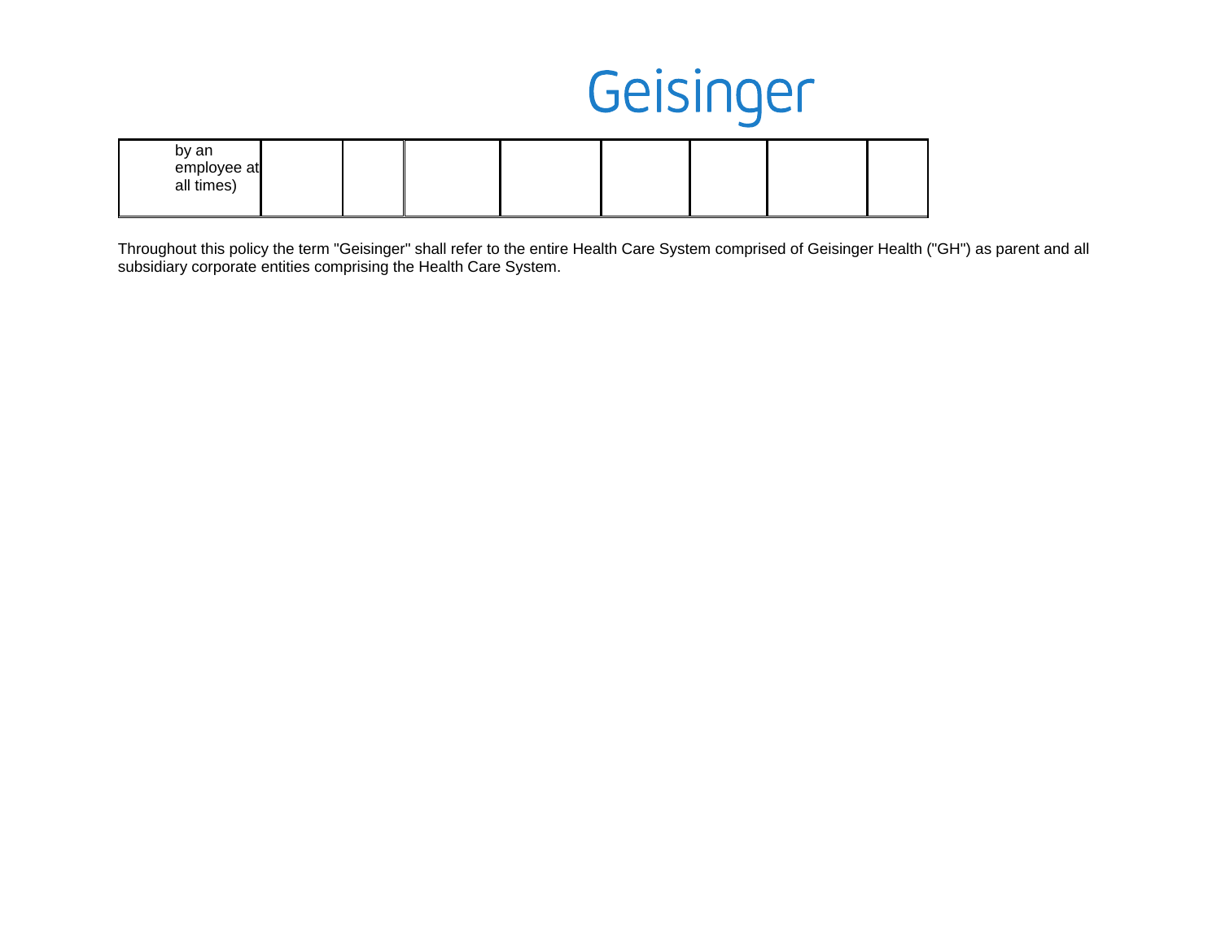| | | | | | | | | |
|---|---|---|---|---|---|---|---|---|
| by an employee at all times) | | | | | | | | |

Throughout this policy the term "Geisinger" shall refer to the entire Health Care System comprised of Geisinger Health ("GH") as parent and all subsidiary corporate entities comprising the Health Care System.